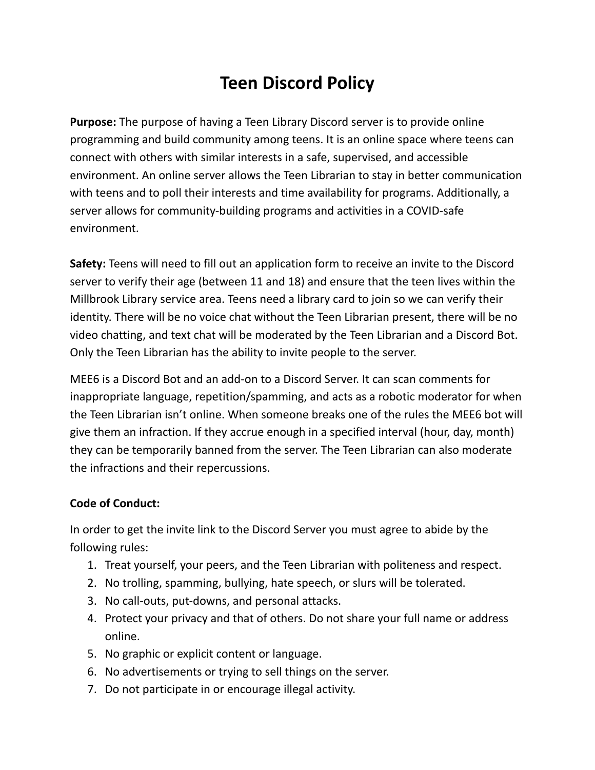# Teen Discord Policy

**Purpose:** The purpose of having a Teen Library Discord server is to provide online programming and build community among teens. It is an online space where teens can connect with others with similar interests in a safe, supervised, and accessible environment. An online server allows the Teen Librarian to stay in better communication with teens and to poll their interests and time availability for programs. Additionally, a server allows for community-building programs and activities in a COVID-safe environment.

**Safety:** Teens will need to fill out an application form to receive an invite to the Discord server to verify their age (between 11 and 18) and ensure that the teen lives within the Millbrook Library service area. Teens need a library card to join so we can verify their identity. There will be no voice chat without the Teen Librarian present, there will be no video chatting, and text chat will be moderated by the Teen Librarian and a Discord Bot. Only the Teen Librarian has the ability to invite people to the server.

MEE6 is a Discord Bot and an add-on to a Discord Server. It can scan comments for inappropriate language, repetition/spamming, and acts as a robotic moderator for when the Teen Librarian isn't online. When someone breaks one of the rules the MEE6 bot will give them an infraction. If they accrue enough in a specified interval (hour, day, month) they can be temporarily banned from the server. The Teen Librarian can also moderate the infractions and their repercussions.

**Code of Conduct:**

In order to get the invite link to the Discord Server you must agree to abide by the following rules:

1. Treat yourself, your peers, and the Teen Librarian with politeness and respect.
2. No trolling, spamming, bullying, hate speech, or slurs will be tolerated.
3. No call-outs, put-downs, and personal attacks.
4. Protect your privacy and that of others. Do not share your full name or address online.
5. No graphic or explicit content or language.
6. No advertisements or trying to sell things on the server.
7. Do not participate in or encourage illegal activity.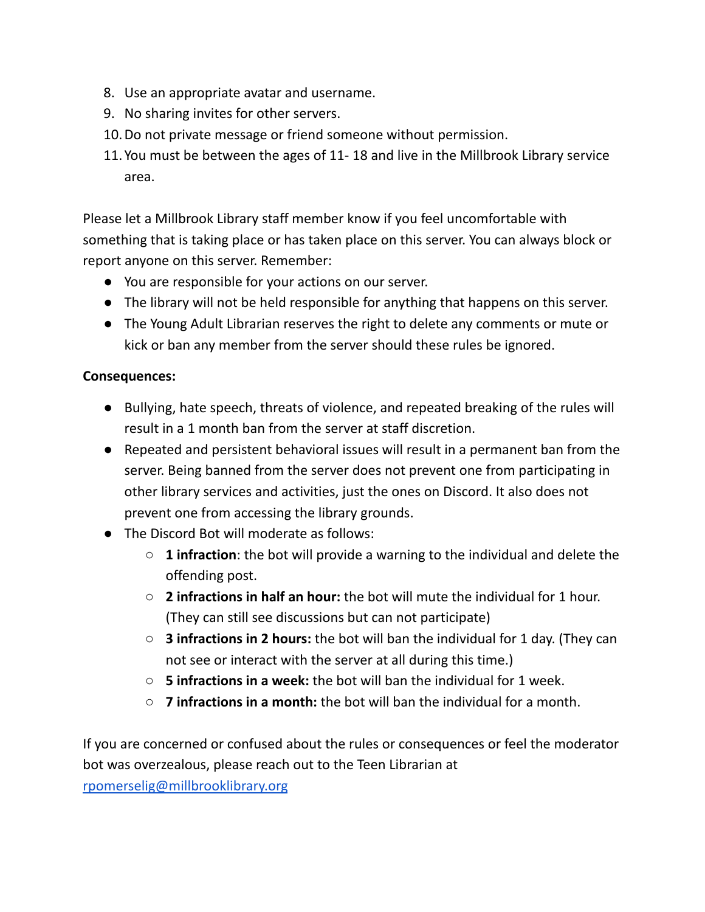8. Use an appropriate avatar and username.
9. No sharing invites for other servers.
10. Do not private message or friend someone without permission.
11. You must be between the ages of 11- 18 and live in the Millbrook Library service area.

Please let a Millbrook Library staff member know if you feel uncomfortable with something that is taking place or has taken place on this server. You can always block or report anyone on this server. Remember:

- You are responsible for your actions on our server.
- The library will not be held responsible for anything that happens on this server.
- The Young Adult Librarian reserves the right to delete any comments or mute or kick or ban any member from the server should these rules be ignored.

**Consequences:**

- Bullying, hate speech, threats of violence, and repeated breaking of the rules will result in a 1 month ban from the server at staff discretion.
- Repeated and persistent behavioral issues will result in a permanent ban from the server. Being banned from the server does not prevent one from participating in other library services and activities, just the ones on Discord. It also does not prevent one from accessing the library grounds.
- The Discord Bot will moderate as follows:
  - **1 infraction**: the bot will provide a warning to the individual and delete the offending post.
  - **2 infractions in half an hour:** the bot will mute the individual for 1 hour. (They can still see discussions but can not participate)
  - **3 infractions in 2 hours:** the bot will ban the individual for 1 day. (They can not see or interact with the server at all during this time.)
  - **5 infractions in a week:** the bot will ban the individual for 1 week.
  - **7 infractions in a month:** the bot will ban the individual for a month.

If you are concerned or confused about the rules or consequences or feel the moderator bot was overzealous, please reach out to the Teen Librarian at [rpomerselig@millbrooklibrary.org](mailto:rpomerselig@millbrooklibrary.org)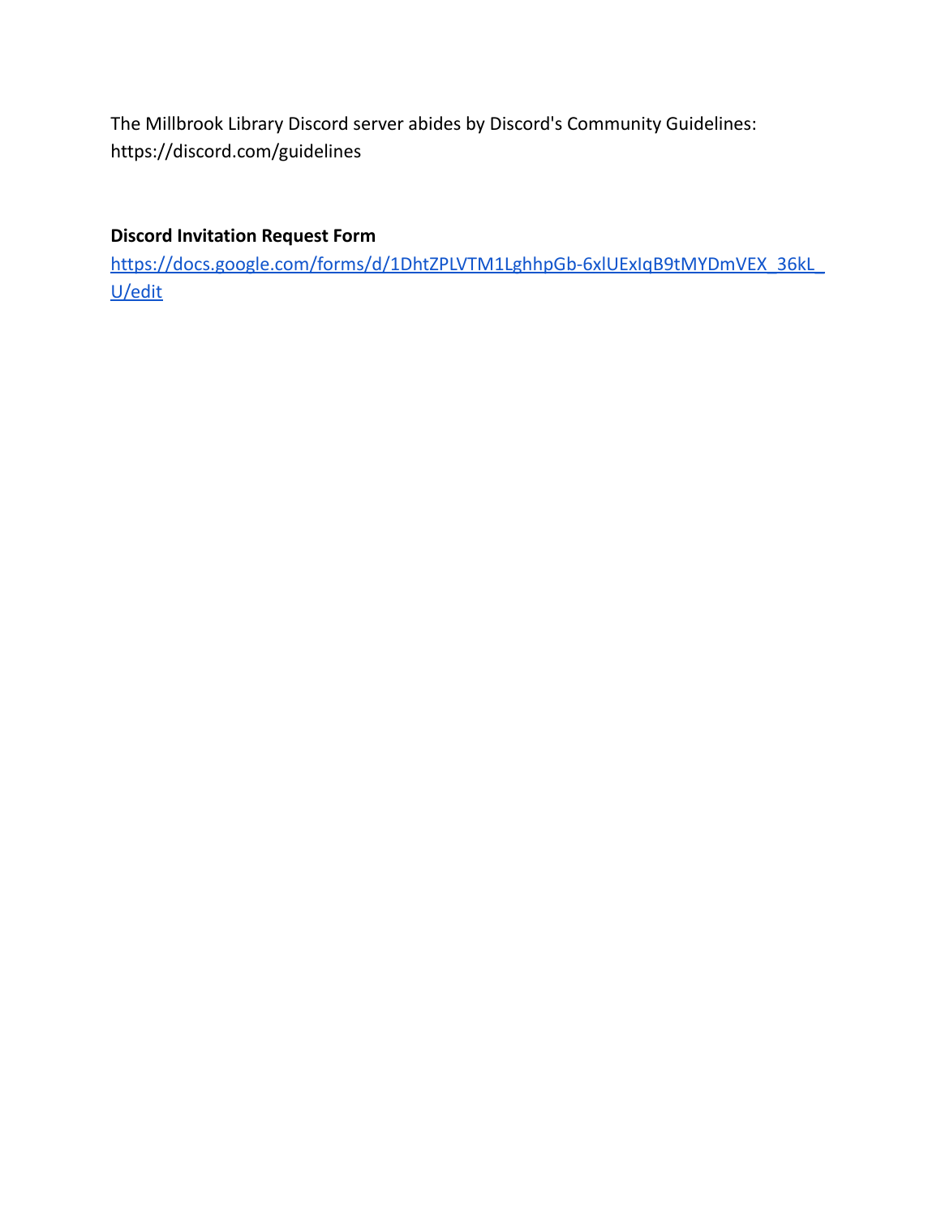The Millbrook Library Discord server abides by Discord's Community Guidelines: https://discord.com/guidelines

**Discord Invitation Request Form**

https://docs.google.com/forms/d/1DhtZPLVTM1LghhpGb-6xlUExIqB9tMYDmVEX_36kL_U/edit